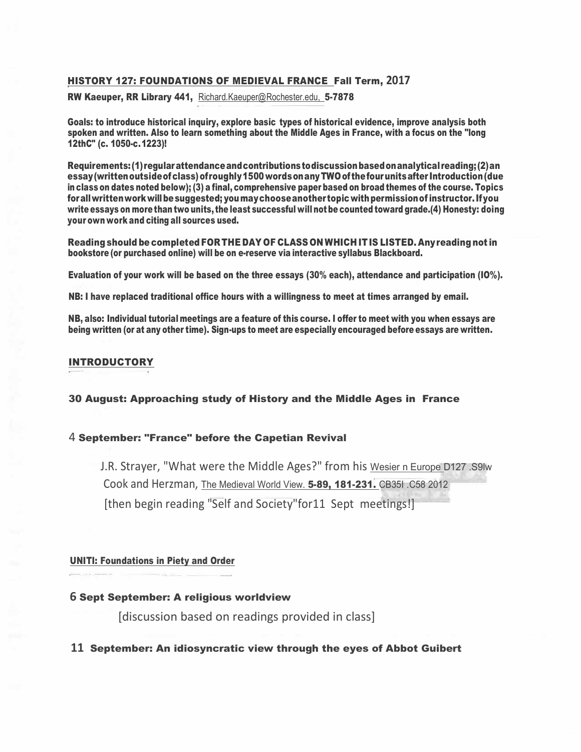## HISTORY 127: FOUNDATIONS OF MEDIEVAL FRANCE Fall Term, 2017

**RW Kaeuper, RR Library 441,** Richard.Kaeuper@Rochester.edu, **5-7878**

**Goals: to introduce historical inquiry, explore basic types of historical evidence, improve analysis both spoken and written. Also to learn something about the Middle Ages in France, with a focus on the "long 12thC" (c. 1050-c.1223)!**

**Requirements: (1) regular attendance and contributions to discussion based on analytical reading; (2) an essay (written outside of class) of roughly 1500 words on any TWO of the four units after Introduction (due in class on dates noted below); (3) a final, comprehensive paper based on broad themes of the course. Topics for all written work will be suggested; you may choose another topic with permission of instructor. If you write essays on more than two units, the least successful will not be counted toward grade.(4) Honesty: doing your own work and citing all sources used.**

**Reading should be completed FOR THE DAY OF CLASS ON WHICH IT IS LISTED. Any reading not in bookstore (or purchased online) will be on e-reserve via interactive syllabus Blackboard.**

**Evaluation of your work will be based on the three essays (30% each), attendance and participation (IO%).**

**NB: I have replaced traditional office hours with a willingness to meet at times arranged by email.**

**NB, also: Individual tutorial meetings are a feature of this course. I offer to meet with you when essays are being written (or at any other time). Sign-ups to meet are especially encouraged before essays are written.**

### INTRODUCTORY

**30 August: Approaching study of History and the Middle Ages in France**

4 **September: "France" before the Capetian Revival**

J.R. Strayer, "What were the Middle Ages?" from his Wesier n Europe D127 .S9lw
Cook and Herzman, The Medieval World View. **5-89, 181-231.** CB35I .C58 2012
[then begin reading "Self and Society"for11 Sept meetings!]

### UNITI: Foundations in Piety and Order

**6 Sept September: A religious worldview**

[discussion based on readings provided in class]

**11 September: An idiosyncratic view through the eyes of Abbot Guibert**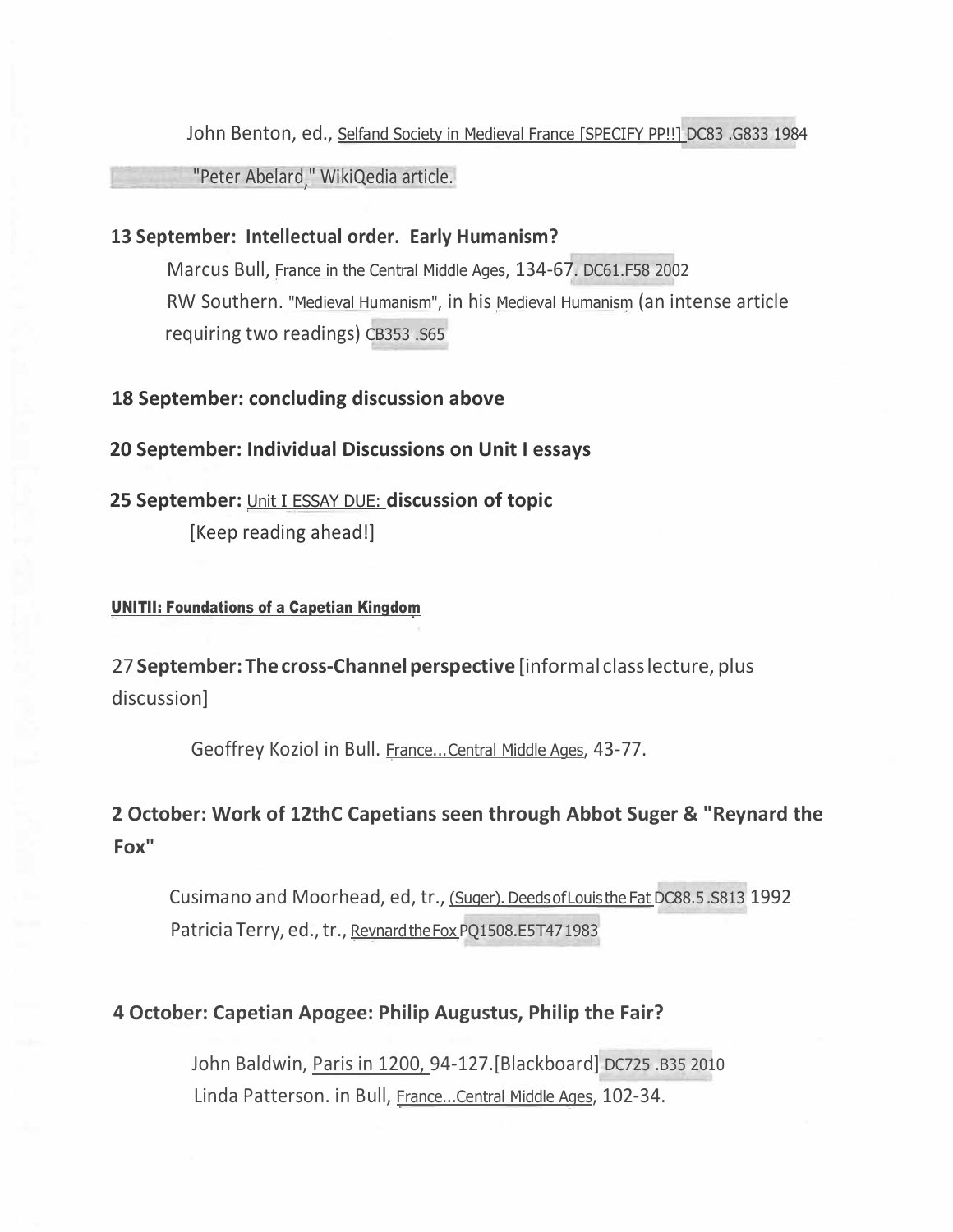John Benton, ed., Selfand Society in Medieval France [SPECIFY PP!!] DC83 .G833 1984

"Peter Abelard," WikiQedia article.

**13 September: Intellectual order. Early Humanism?**

Marcus Bull, France in the Central Middle Ages, 134-67. DC61.F58 2002

RW Southern. "Medieval Humanism", in his Medieval Humanism (an intense article requiring two readings) CB353 .S65

**18 September: concluding discussion above**

**20 September: Individual Discussions on Unit I essays**

**25 September:** Unit I ESSAY DUE: **discussion of topic**

[Keep reading ahead!]

**UNITII: Foundations of a Capetian Kingdom**

27 **September: The cross-Channel perspective** [informal class lecture, plus discussion]

Geoffrey Koziol in Bull. France...Central Middle Ages, 43-77.

**2 October: Work of 12thC Capetians seen through Abbot Suger & "Reynard the Fox"**

Cusimano and Moorhead, ed, tr., (Suger). Deeds of Louis the Fat DC88.5 .S813 1992

Patricia Terry, ed., tr., Reynard the Fox PQ1508.E5T47 1983

**4 October: Capetian Apogee: Philip Augustus, Philip the Fair?**

John Baldwin, Paris in 1200, 94-127.[Blackboard] DC725 .B35 2010

Linda Patterson. in Bull, France...Central Middle Ages, 102-34.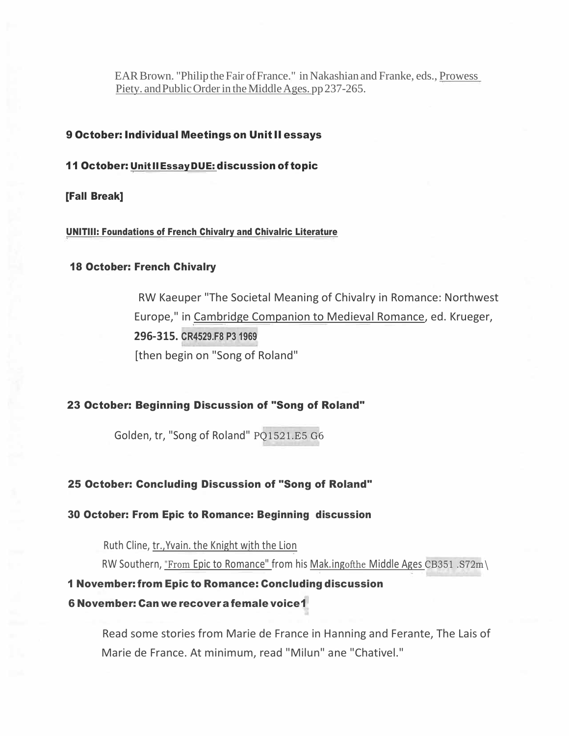EAR Brown. "Philip the Fair of France." in Nakashian and Franke, eds., Prowess Piety. and Public Order in the Middle Ages. pp 237-265.

**9 October: Individual Meetings on Unit II essays**

**11 October: Unit II Essay DUE: discussion of topic**

**[Fall Break]**

**UNITIII: Foundations of French Chivalry and Chivalric Literature**

**18 October: French Chivalry**

RW Kaeuper "The Societal Meaning of Chivalry in Romance: Northwest Europe," in Cambridge Companion to Medieval Romance, ed. Krueger, **296-315. CR4529.F8 P3 1969**

[then begin on "Song of Roland"

**23 October: Beginning Discussion of "Song of Roland"**

Golden, tr, "Song of Roland" PQ1521.E5 G6

**25 October: Concluding Discussion of "Song of Roland"**

**30 October: From Epic to Romance: Beginning discussion**

Ruth Cline, tr., Yvain. the Knight with the Lion

RW Southern, "From Epic to Romance" from his Mak.ingofthe Middle Ages CB351 .S72m\

**1 November: from Epic to Romance: Concluding discussion**

**6 November: Can we recover a female voice1**

Read some stories from Marie de France in Hanning and Ferante, The Lais of Marie de France. At minimum, read "Milun" ane "Chativel."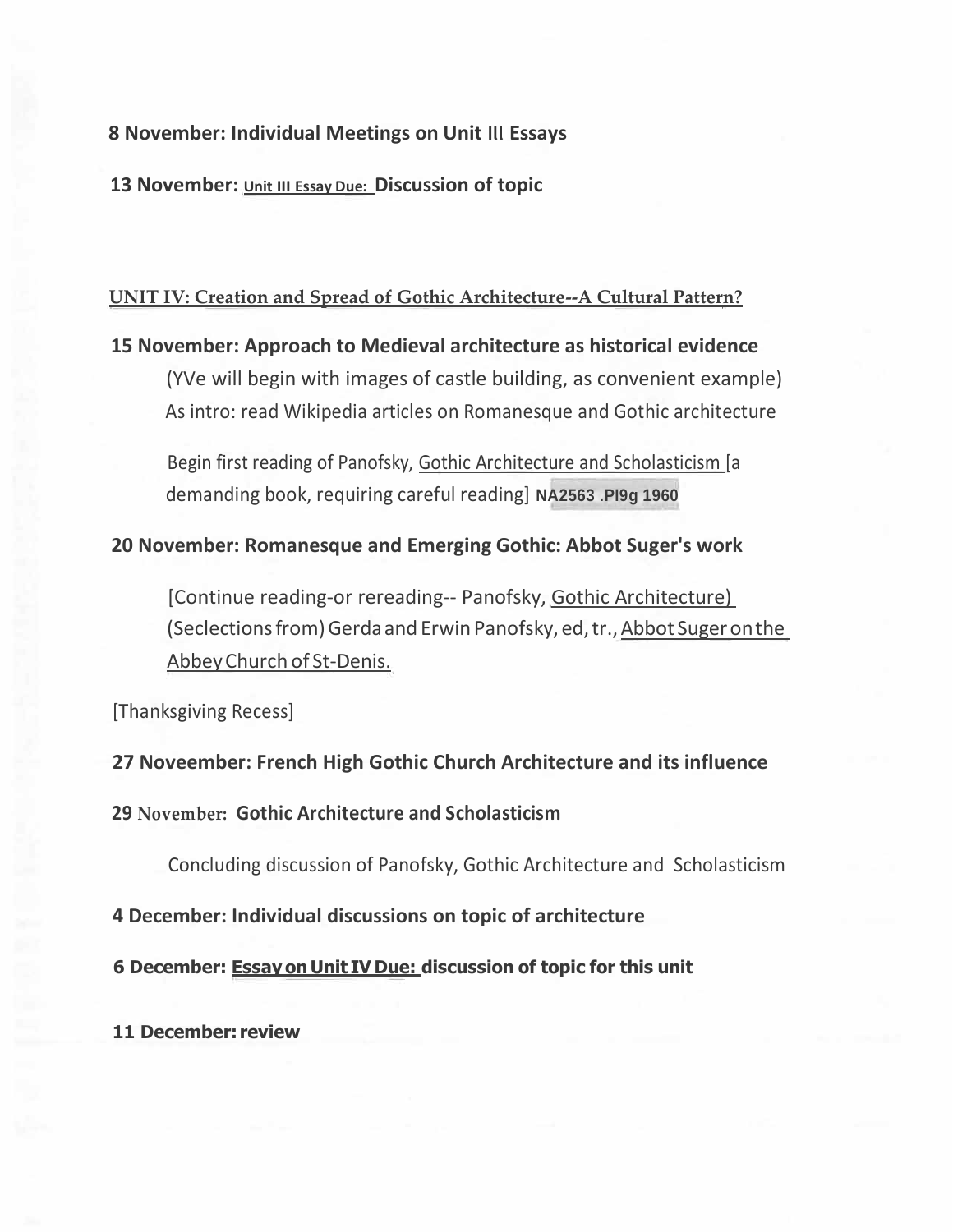**8 November: Individual Meetings on Unit III Essays**

**13 November:** **Unit III Essay Due:** **Discussion of topic**

**UNIT IV: Creation and Spread of Gothic Architecture--A Cultural Pattern?**

**15 November: Approach to Medieval architecture as historical evidence**

(YVe will begin with images of castle building, as convenient example)
As intro: read Wikipedia articles on Romanesque and Gothic architecture

Begin first reading of Panofsky, Gothic Architecture and Scholasticism [a demanding book, requiring careful reading] **NA2563 .Pl9g 1960**

**20 November: Romanesque and Emerging Gothic: Abbot Suger's work**

[Continue reading-or rereading-- Panofsky, Gothic Architecture)
(Seclections from) Gerda and Erwin Panofsky, ed, tr., Abbot Suger on the Abbey Church of St-Denis.

[Thanksgiving Recess]

**27 Noveember: French High Gothic Church Architecture and its influence**

**29 November: Gothic Architecture and Scholasticism**

Concluding discussion of Panofsky, Gothic Architecture and Scholasticism

**4 December: Individual discussions on topic of architecture**

**6 December: Essay on Unit IV Due: discussion of topic for this unit**

**11 December: review**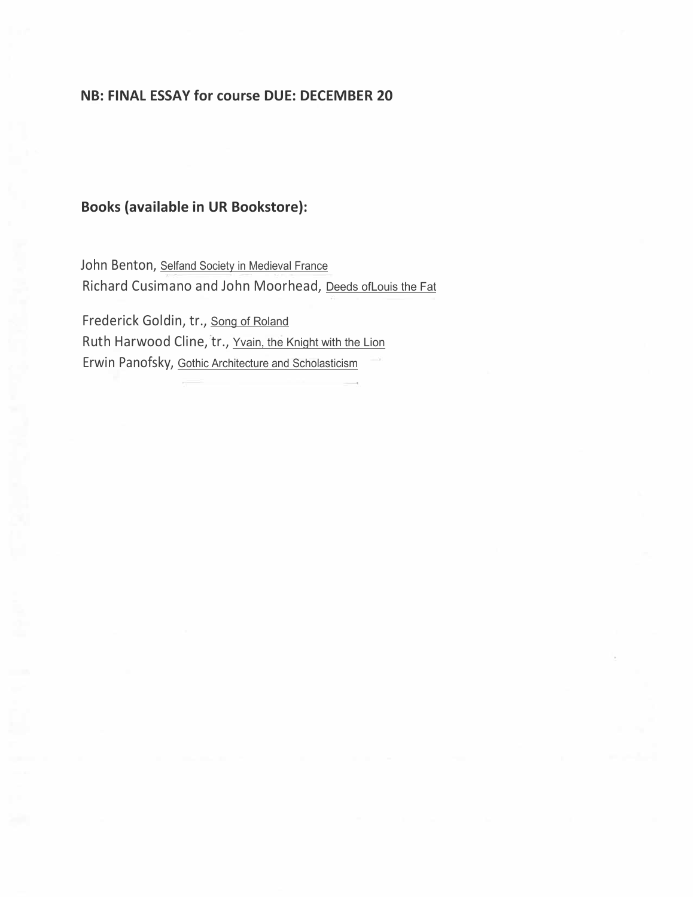**NB: FINAL ESSAY for course DUE: DECEMBER 20**

**Books (available in UR Bookstore):**

John Benton, Selfand Society in Medieval France
Richard Cusimano and John Moorhead, Deeds ofLouis the Fat

Frederick Goldin, tr., Song of Roland
Ruth Harwood Cline, tr., Yvain, the Knight with the Lion
Erwin Panofsky, Gothic Architecture and Scholasticism